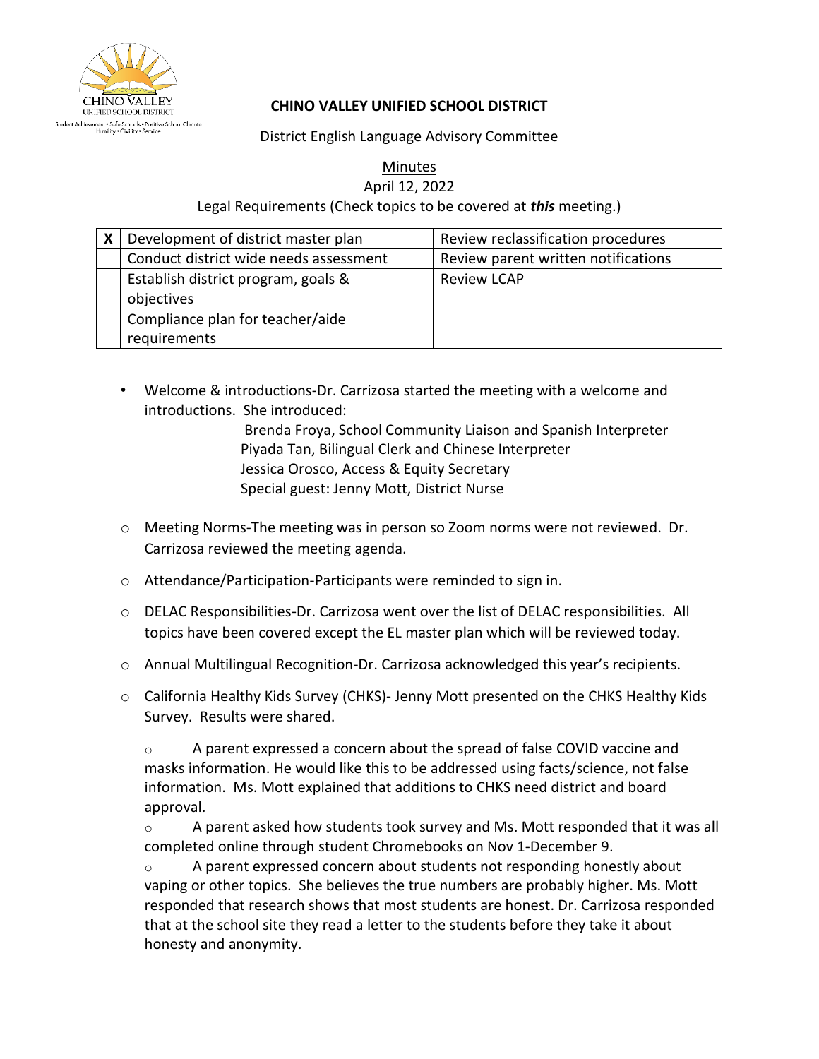**CHINO VALLEY UNIFIED SCHOOL DISTRICT**

District English Language Advisory Committee

<u>Minutes</u>

April 12, 2022

Legal Requirements (Check topics to be covered at ***this*** meeting.)

| X | Development of district master plan | | Review reclassification procedures |
|---|---|---|---|
| | Conduct district wide needs assessment | | Review parent written notifications |
| | Establish district program, goals & objectives | | Review LCAP |
| | Compliance plan for teacher/aide requirements | | |

- Welcome & introductions-Dr. Carrizosa started the meeting with a welcome and introductions. She introduced:
  Brenda Froya, School Community Liaison and Spanish Interpreter
  Piyada Tan, Bilingual Clerk and Chinese Interpreter
  Jessica Orosco, Access & Equity Secretary
  Special guest: Jenny Mott, District Nurse

- Meeting Norms-The meeting was in person so Zoom norms were not reviewed. Dr. Carrizosa reviewed the meeting agenda.
- Attendance/Participation-Participants were reminded to sign in.
- DELAC Responsibilities-Dr. Carrizosa went over the list of DELAC responsibilities. All topics have been covered except the EL master plan which will be reviewed today.
- Annual Multilingual Recognition-Dr. Carrizosa acknowledged this year's recipients.
- California Healthy Kids Survey (CHKS)- Jenny Mott presented on the CHKS Healthy Kids Survey. Results were shared.
  - A parent expressed a concern about the spread of false COVID vaccine and masks information. He would like this to be addressed using facts/science, not false information. Ms. Mott explained that additions to CHKS need district and board approval.
  - A parent asked how students took survey and Ms. Mott responded that it was all completed online through student Chromebooks on Nov 1-December 9.
  - A parent expressed concern about students not responding honestly about vaping or other topics. She believes the true numbers are probably higher. Ms. Mott responded that research shows that most students are honest. Dr. Carrizosa responded that at the school site they read a letter to the students before they take it about honesty and anonymity.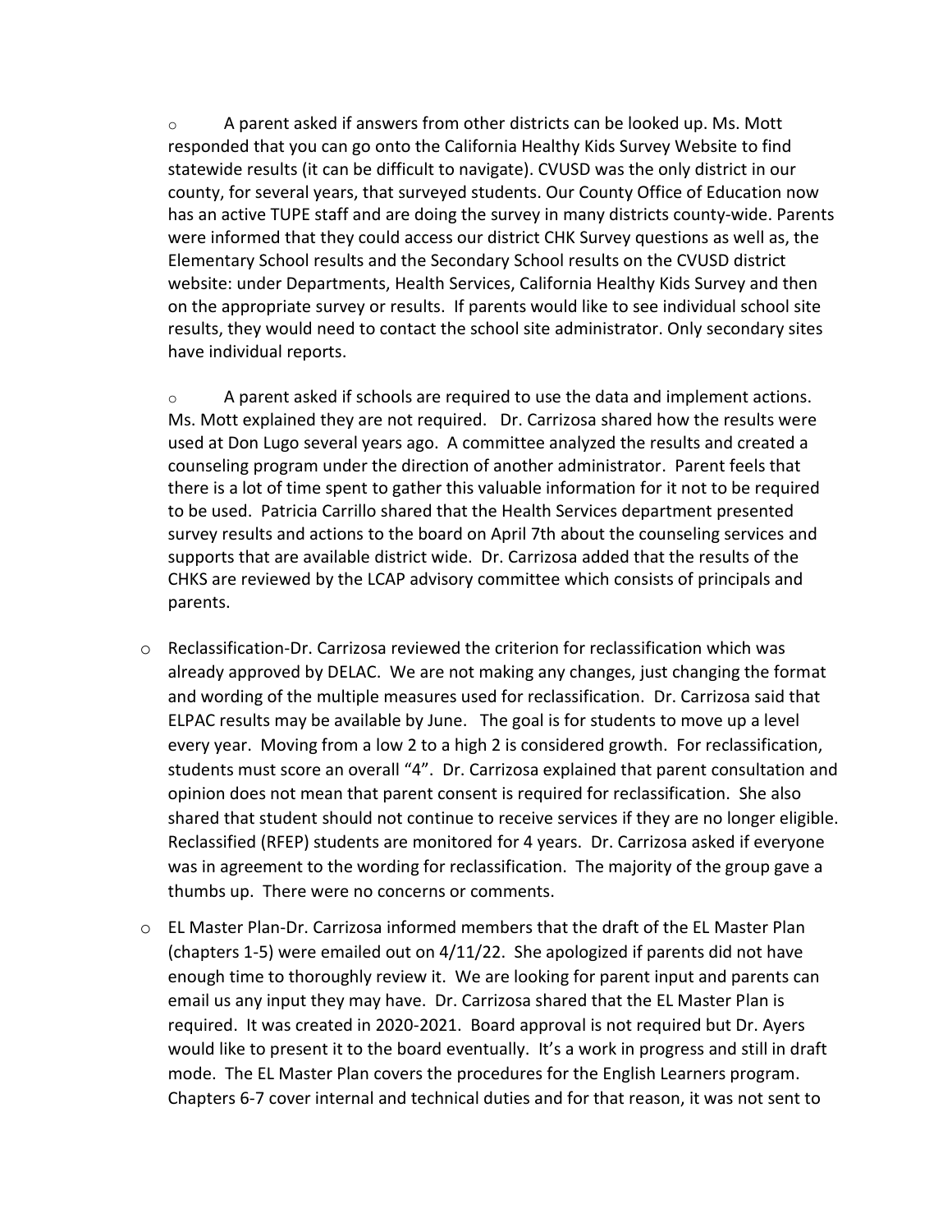- A parent asked if answers from other districts can be looked up. Ms. Mott responded that you can go onto the California Healthy Kids Survey Website to find statewide results (it can be difficult to navigate). CVUSD was the only district in our county, for several years, that surveyed students. Our County Office of Education now has an active TUPE staff and are doing the survey in many districts county-wide. Parents were informed that they could access our district CHK Survey questions as well as, the Elementary School results and the Secondary School results on the CVUSD district website: under Departments, Health Services, California Healthy Kids Survey and then on the appropriate survey or results. If parents would like to see individual school site results, they would need to contact the school site administrator. Only secondary sites have individual reports.

- A parent asked if schools are required to use the data and implement actions. Ms. Mott explained they are not required. Dr. Carrizosa shared how the results were used at Don Lugo several years ago. A committee analyzed the results and created a counseling program under the direction of another administrator. Parent feels that there is a lot of time spent to gather this valuable information for it not to be required to be used. Patricia Carrillo shared that the Health Services department presented survey results and actions to the board on April 7th about the counseling services and supports that are available district wide. Dr. Carrizosa added that the results of the CHKS are reviewed by the LCAP advisory committee which consists of principals and parents.

- Reclassification-Dr. Carrizosa reviewed the criterion for reclassification which was already approved by DELAC. We are not making any changes, just changing the format and wording of the multiple measures used for reclassification. Dr. Carrizosa said that ELPAC results may be available by June. The goal is for students to move up a level every year. Moving from a low 2 to a high 2 is considered growth. For reclassification, students must score an overall "4". Dr. Carrizosa explained that parent consultation and opinion does not mean that parent consent is required for reclassification. She also shared that student should not continue to receive services if they are no longer eligible. Reclassified (RFEP) students are monitored for 4 years. Dr. Carrizosa asked if everyone was in agreement to the wording for reclassification. The majority of the group gave a thumbs up. There were no concerns or comments.

- EL Master Plan-Dr. Carrizosa informed members that the draft of the EL Master Plan (chapters 1-5) were emailed out on 4/11/22. She apologized if parents did not have enough time to thoroughly review it. We are looking for parent input and parents can email us any input they may have. Dr. Carrizosa shared that the EL Master Plan is required. It was created in 2020-2021. Board approval is not required but Dr. Ayers would like to present it to the board eventually. It's a work in progress and still in draft mode. The EL Master Plan covers the procedures for the English Learners program. Chapters 6-7 cover internal and technical duties and for that reason, it was not sent to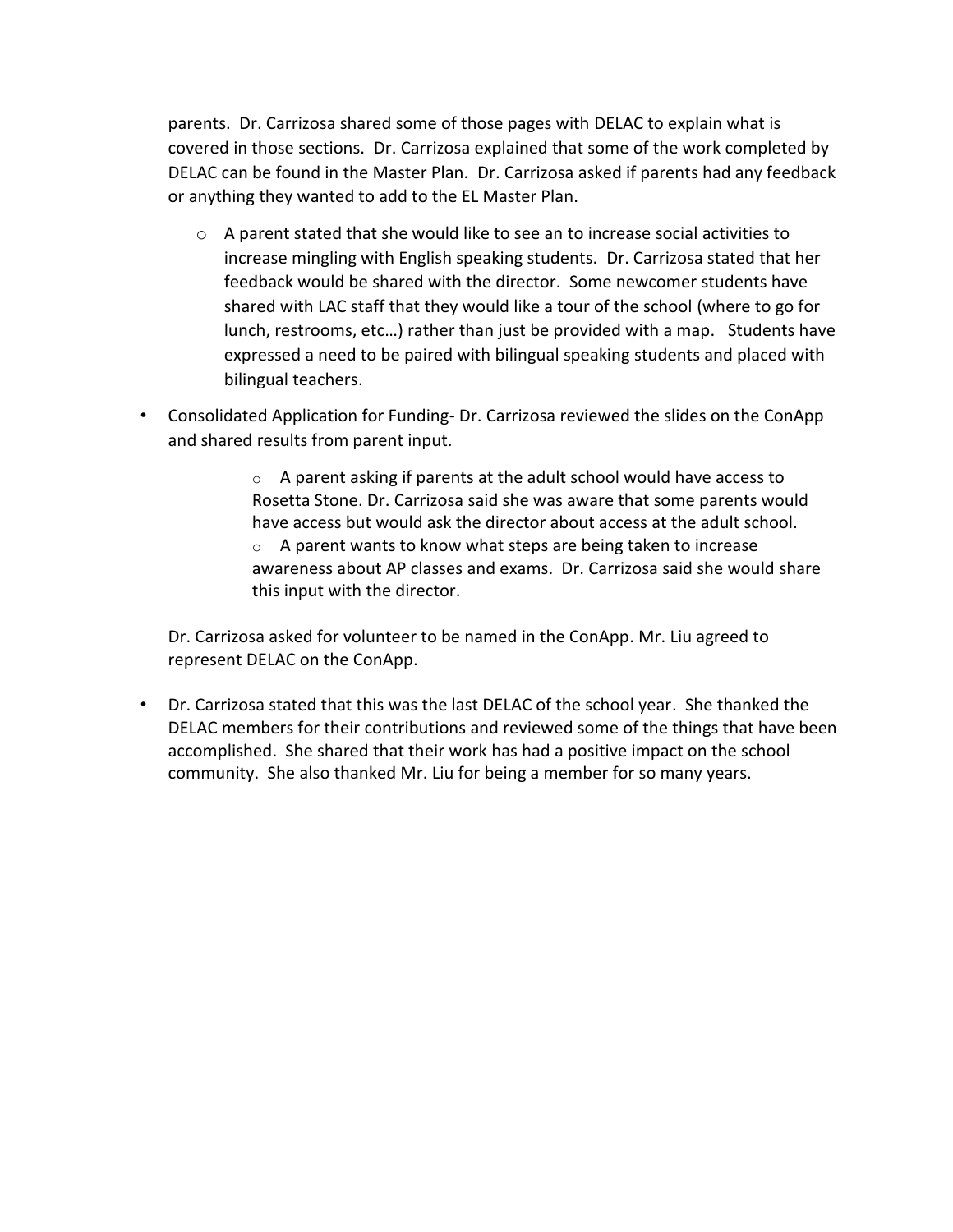parents. Dr. Carrizosa shared some of those pages with DELAC to explain what is covered in those sections. Dr. Carrizosa explained that some of the work completed by DELAC can be found in the Master Plan. Dr. Carrizosa asked if parents had any feedback or anything they wanted to add to the EL Master Plan.

   - A parent stated that she would like to see an to increase social activities to increase mingling with English speaking students. Dr. Carrizosa stated that her feedback would be shared with the director. Some newcomer students have shared with LAC staff that they would like a tour of the school (where to go for lunch, restrooms, etc…) rather than just be provided with a map. Students have expressed a need to be paired with bilingual speaking students and placed with bilingual teachers.

- Consolidated Application for Funding- Dr. Carrizosa reviewed the slides on the ConApp and shared results from parent input.

   - A parent asking if parents at the adult school would have access to Rosetta Stone. Dr. Carrizosa said she was aware that some parents would have access but would ask the director about access at the adult school.
   - A parent wants to know what steps are being taken to increase awareness about AP classes and exams. Dr. Carrizosa said she would share this input with the director.

  Dr. Carrizosa asked for volunteer to be named in the ConApp. Mr. Liu agreed to represent DELAC on the ConApp.

- Dr. Carrizosa stated that this was the last DELAC of the school year. She thanked the DELAC members for their contributions and reviewed some of the things that have been accomplished. She shared that their work has had a positive impact on the school community. She also thanked Mr. Liu for being a member for so many years.